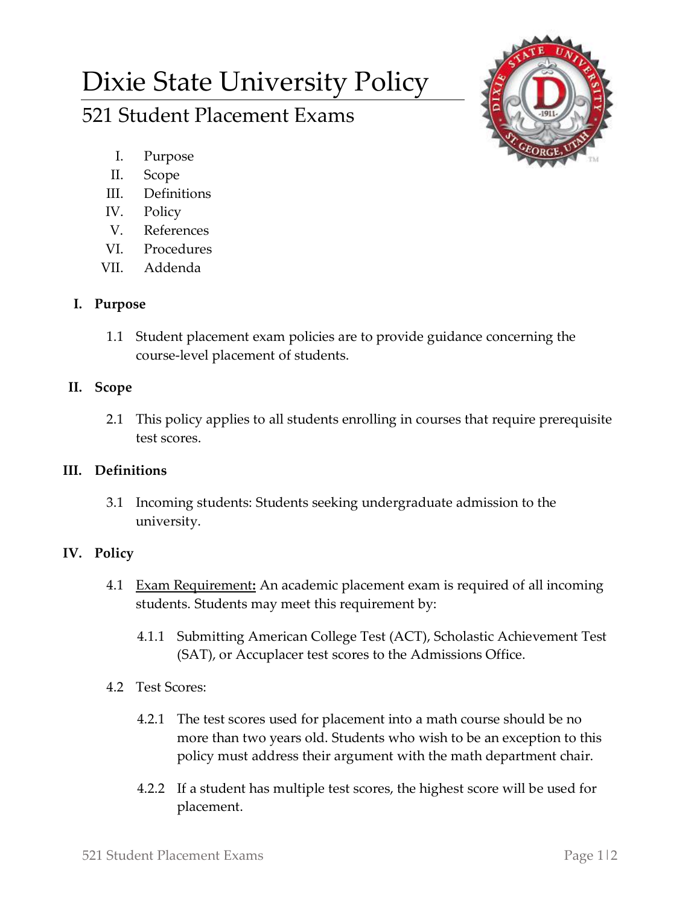# Dixie State University Policy

## 521 Student Placement Exams

I. Purpose
II. Scope
III. Definitions
IV. Policy
V. References
VI. Procedures
VII. Addenda

### I. Purpose

1.1 Student placement exam policies are to provide guidance concerning the course-level placement of students.

### II. Scope

2.1 This policy applies to all students enrolling in courses that require prerequisite test scores.

### III. Definitions

3.1 Incoming students: Students seeking undergraduate admission to the university.

### IV. Policy

4.1 <u>Exam Requirement</u>**:** An academic placement exam is required of all incoming students. Students may meet this requirement by:

4.1.1 Submitting American College Test (ACT), Scholastic Achievement Test (SAT), or Accuplacer test scores to the Admissions Office.

4.2 Test Scores:

4.2.1 The test scores used for placement into a math course should be no more than two years old. Students who wish to be an exception to this policy must address their argument with the math department chair.

4.2.2 If a student has multiple test scores, the highest score will be used for placement.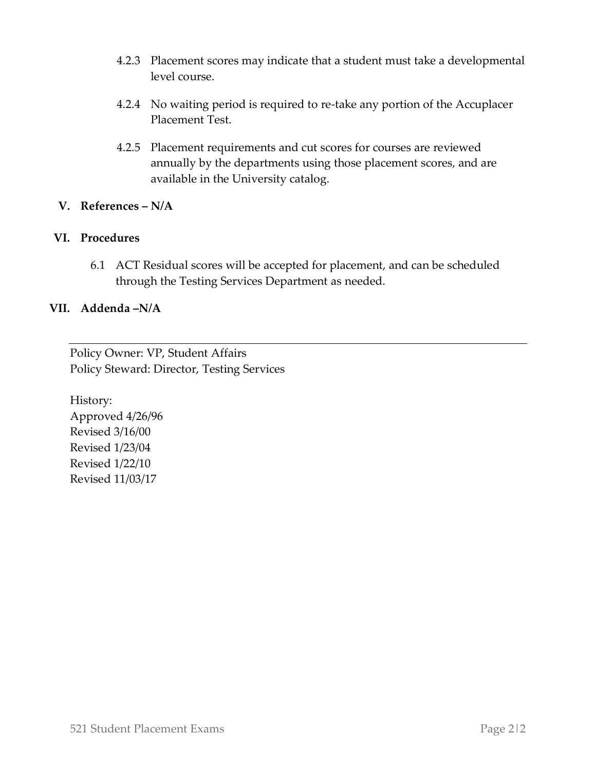4.2.3 Placement scores may indicate that a student must take a developmental level course.

4.2.4 No waiting period is required to re-take any portion of the Accuplacer Placement Test.

4.2.5 Placement requirements and cut scores for courses are reviewed annually by the departments using those placement scores, and are available in the University catalog.

## V. References – N/A

## VI. Procedures

6.1 ACT Residual scores will be accepted for placement, and can be scheduled through the Testing Services Department as needed.

## VII. Addenda –N/A

---

Policy Owner: VP, Student Affairs
Policy Steward: Director, Testing Services

History:
Approved 4/26/96
Revised 3/16/00
Revised 1/23/04
Revised 1/22/10
Revised 11/03/17